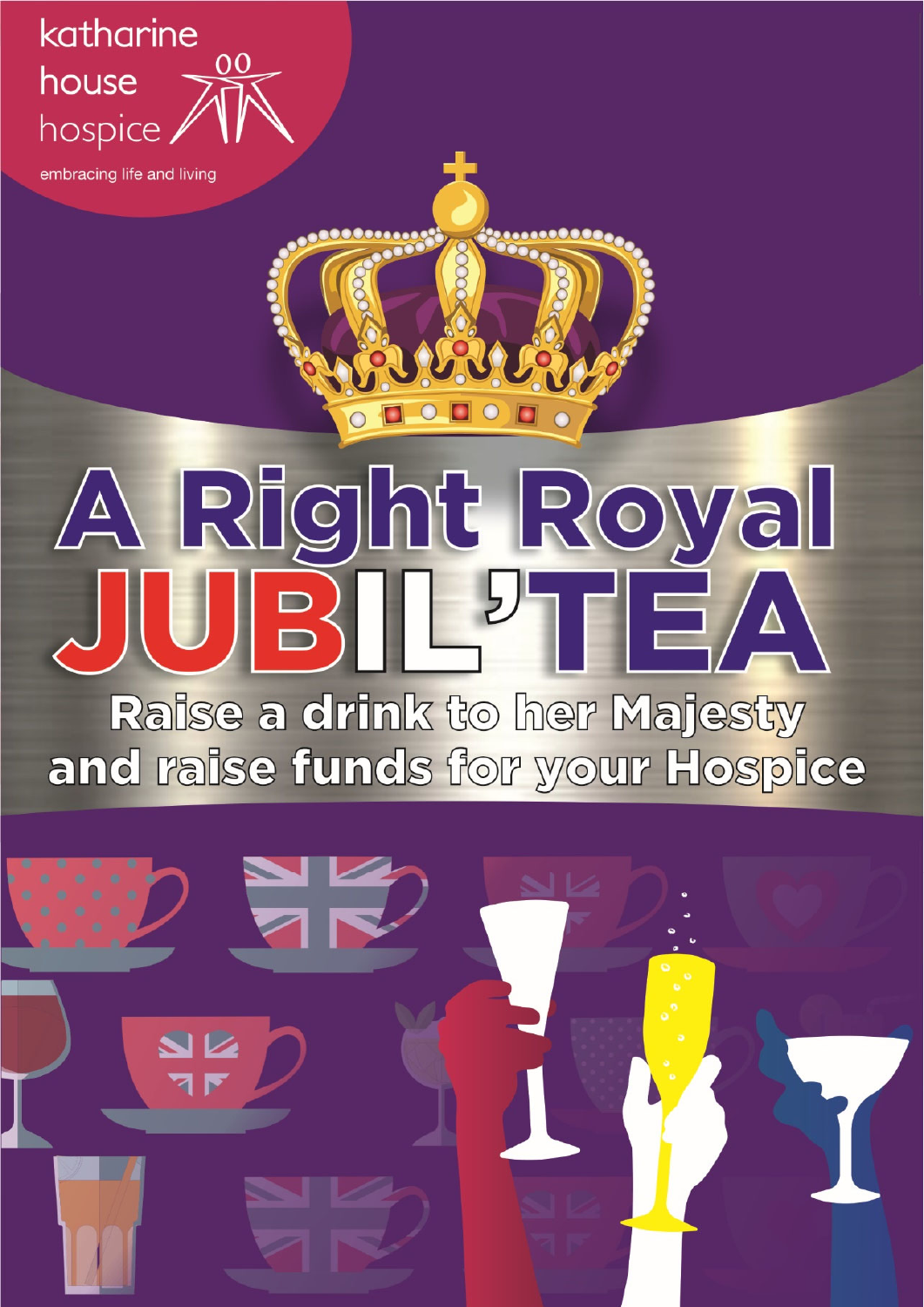katharine house hospice

embracing life and living

# A Right Royal JUBIL'TEA

## Raise a drink to her Majesty and raise funds for your Hospice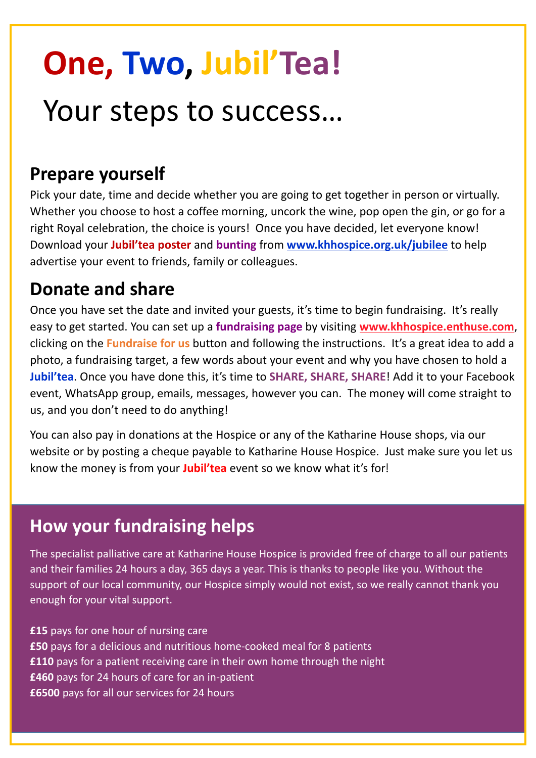# One, Two, Jubil'Tea!

## Your steps to success…

### Prepare yourself

Pick your date, time and decide whether you are going to get together in person or virtually. Whether you choose to host a coffee morning, uncork the wine, pop open the gin, or go for a right Royal celebration, the choice is yours! Once you have decided, let everyone know! Download your **Jubil'tea poster** and **bunting** from **www.khhospice.org.uk/jubilee** to help advertise your event to friends, family or colleagues.

### Donate and share

Once you have set the date and invited your guests, it's time to begin fundraising. It's really easy to get started. You can set up a **fundraising page** by visiting **www.khhospice.enthuse.com**, clicking on the **Fundraise for us** button and following the instructions. It's a great idea to add a photo, a fundraising target, a few words about your event and why you have chosen to hold a **Jubil'tea**. Once you have done this, it's time to **SHARE, SHARE, SHARE**! Add it to your Facebook event, WhatsApp group, emails, messages, however you can. The money will come straight to us, and you don't need to do anything!

You can also pay in donations at the Hospice or any of the Katharine House shops, via our website or by posting a cheque payable to Katharine House Hospice. Just make sure you let us know the money is from your **Jubil'tea** event so we know what it's for!

### How your fundraising helps

The specialist palliative care at Katharine House Hospice is provided free of charge to all our patients and their families 24 hours a day, 365 days a year. This is thanks to people like you. Without the support of our local community, our Hospice simply would not exist, so we really cannot thank you enough for your vital support.

**£15** pays for one hour of nursing care
**£50** pays for a delicious and nutritious home-cooked meal for 8 patients
**£110** pays for a patient receiving care in their own home through the night
**£460** pays for 24 hours of care for an in-patient
**£6500** pays for all our services for 24 hours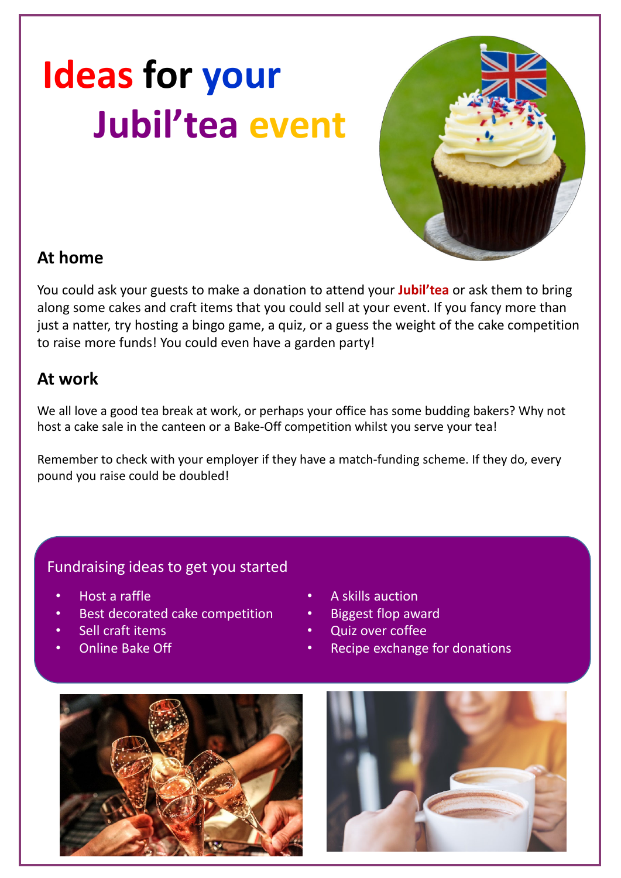# Ideas for your Jubil'tea event

## At home

You could ask your guests to make a donation to attend your **Jubil'tea** or ask them to bring along some cakes and craft items that you could sell at your event. If you fancy more than just a natter, try hosting a bingo game, a quiz, or a guess the weight of the cake competition to raise more funds! You could even have a garden party!

## At work

We all love a good tea break at work, or perhaps your office has some budding bakers? Why not host a cake sale in the canteen or a Bake-Off competition whilst you serve your tea!

Remember to check with your employer if they have a match-funding scheme. If they do, every pound you raise could be doubled!

### Fundraising ideas to get you started

- Host a raffle
- Best decorated cake competition
- Sell craft items
- Online Bake Off
- A skills auction
- Biggest flop award
- Quiz over coffee
- Recipe exchange for donations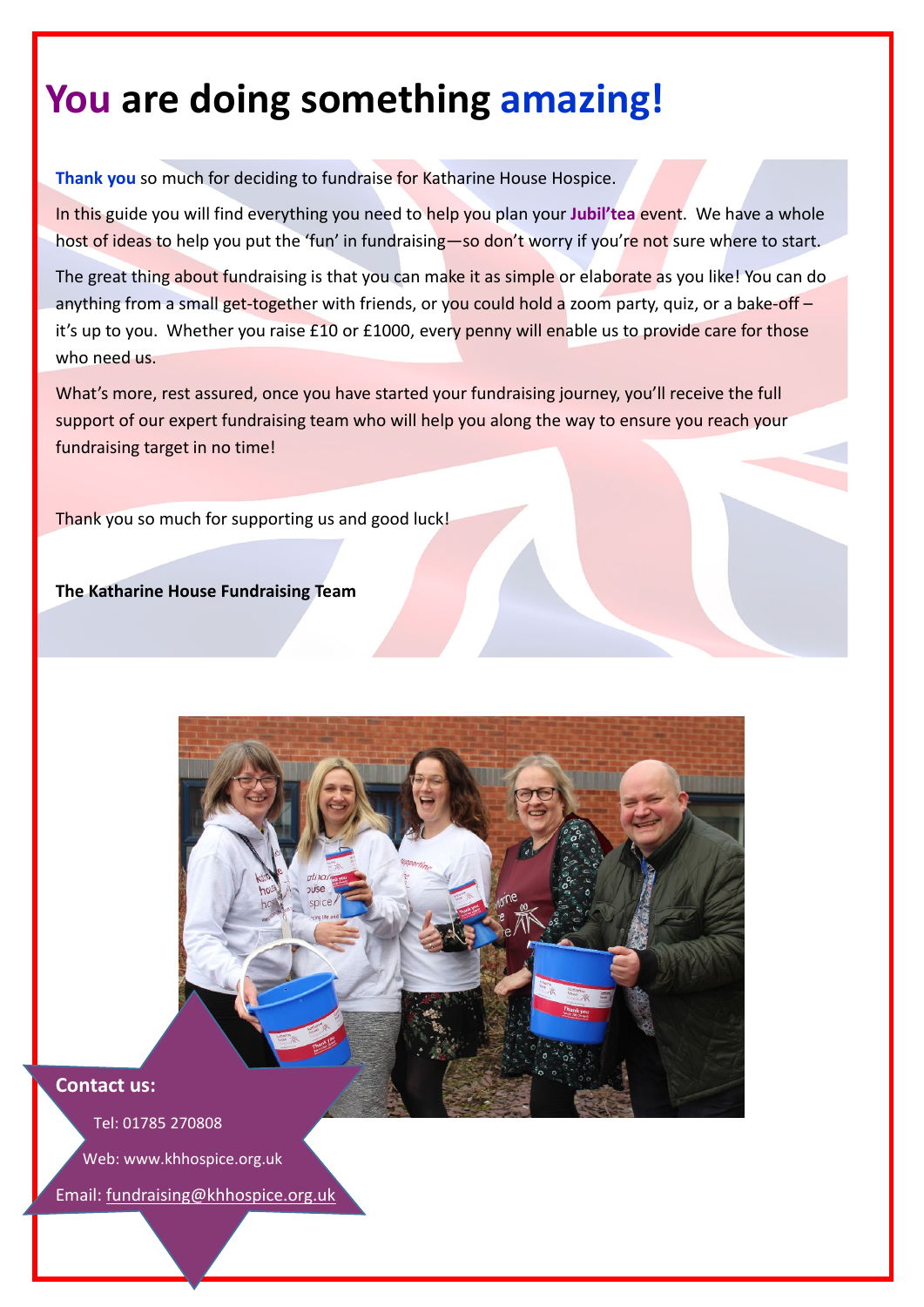# You are doing something amazing!

**Thank you** so much for deciding to fundraise for Katharine House Hospice.

In this guide you will find everything you need to help you plan your **Jubil'tea** event. We have a whole host of ideas to help you put the 'fun' in fundraising—so don't worry if you're not sure where to start.

The great thing about fundraising is that you can make it as simple or elaborate as you like! You can do anything from a small get-together with friends, or you could hold a zoom party, quiz, or a bake-off – it's up to you. Whether you raise £10 or £1000, every penny will enable us to provide care for those who need us.

What's more, rest assured, once you have started your fundraising journey, you'll receive the full support of our expert fundraising team who will help you along the way to ensure you reach your fundraising target in no time!

Thank you so much for supporting us and good luck!

**The Katharine House Fundraising Team**

**Contact us:**

Tel: 01785 270808

Web: www.khhospice.org.uk

Email: fundraising@khhospice.org.uk